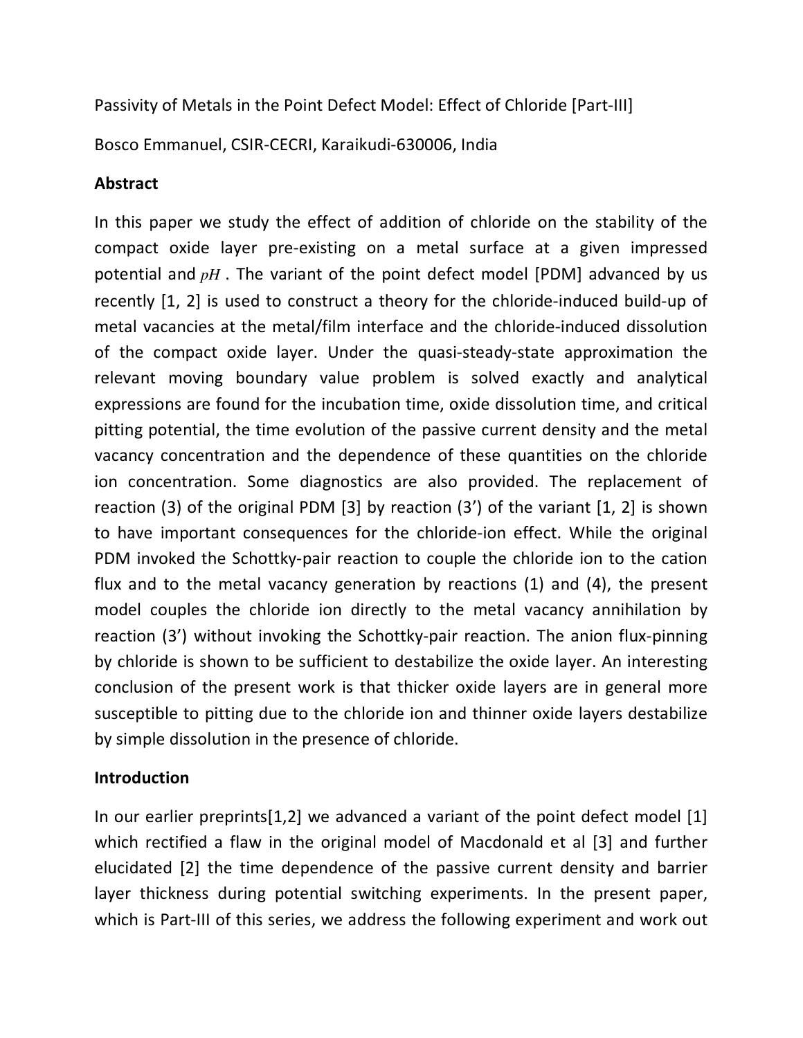Passivity of Metals in the Point Defect Model: Effect of Chloride [Part-III]

Bosco Emmanuel, CSIR-CECRI, Karaikudi-630006, India

## Abstract

In this paper we study the effect of addition of chloride on the stability of the compact oxide layer pre-existing on a metal surface at a given impressed potential and $pH$. The variant of the point defect model [PDM] advanced by us recently [1, 2] is used to construct a theory for the chloride-induced build-up of metal vacancies at the metal/film interface and the chloride-induced dissolution of the compact oxide layer. Under the quasi-steady-state approximation the relevant moving boundary value problem is solved exactly and analytical expressions are found for the incubation time, oxide dissolution time, and critical pitting potential, the time evolution of the passive current density and the metal vacancy concentration and the dependence of these quantities on the chloride ion concentration. Some diagnostics are also provided. The replacement of reaction (3) of the original PDM [3] by reaction (3') of the variant [1, 2] is shown to have important consequences for the chloride-ion effect. While the original PDM invoked the Schottky-pair reaction to couple the chloride ion to the cation flux and to the metal vacancy generation by reactions (1) and (4), the present model couples the chloride ion directly to the metal vacancy annihilation by reaction (3') without invoking the Schottky-pair reaction. The anion flux-pinning by chloride is shown to be sufficient to destabilize the oxide layer. An interesting conclusion of the present work is that thicker oxide layers are in general more susceptible to pitting due to the chloride ion and thinner oxide layers destabilize by simple dissolution in the presence of chloride.

## Introduction

In our earlier preprints[1,2] we advanced a variant of the point defect model [1] which rectified a flaw in the original model of Macdonald et al [3] and further elucidated [2] the time dependence of the passive current density and barrier layer thickness during potential switching experiments. In the present paper, which is Part-III of this series, we address the following experiment and work out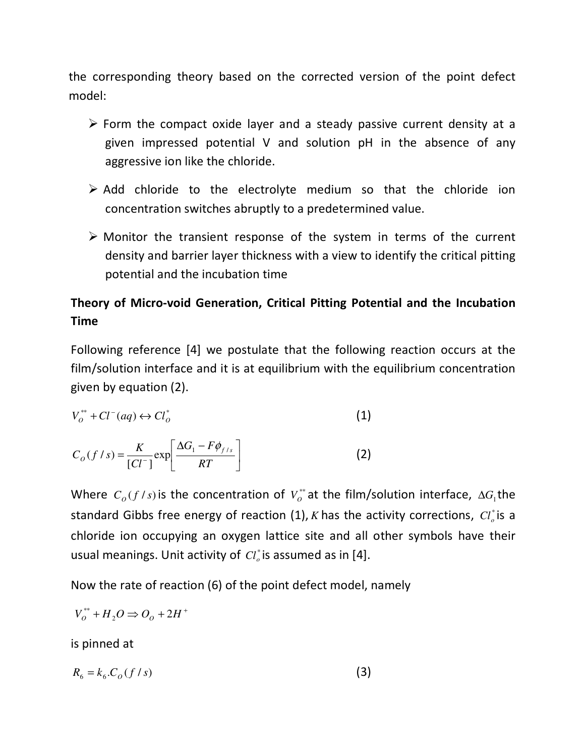the corresponding theory based on the corrected version of the point defect model:

- Form the compact oxide layer and a steady passive current density at a given impressed potential V and solution pH in the absence of any aggressive ion like the chloride.
- Add chloride to the electrolyte medium so that the chloride ion concentration switches abruptly to a predetermined value.
- Monitor the transient response of the system in terms of the current density and barrier layer thickness with a view to identify the critical pitting potential and the incubation time

**Theory of Micro-void Generation, Critical Pitting Potential and the Incubation Time**

Following reference [4] we postulate that the following reaction occurs at the film/solution interface and it is at equilibrium with the equilibrium concentration given by equation (2).

$$V_O^{**} + Cl^-(aq) \leftrightarrow Cl_O^* \tag{1}$$

$$C_O(f/s) = \frac{K}{[Cl^-]}\exp\left[\frac{\Delta G_1 - F\phi_{f/s}}{RT}\right] \tag{2}$$

Where $C_O(f/s)$ is the concentration of $V_O^{**}$ at the film/solution interface, $\Delta G_1$ the standard Gibbs free energy of reaction (1), $K$ has the activity corrections, $Cl_o^*$ is a chloride ion occupying an oxygen lattice site and all other symbols have their usual meanings. Unit activity of $Cl_o^*$ is assumed as in [4].

Now the rate of reaction (6) of the point defect model, namely

$$V_O^{**} + H_2O \Rightarrow O_O + 2H^+$$

is pinned at

$$R_6 = k_6 . C_O(f/s) \tag{3}$$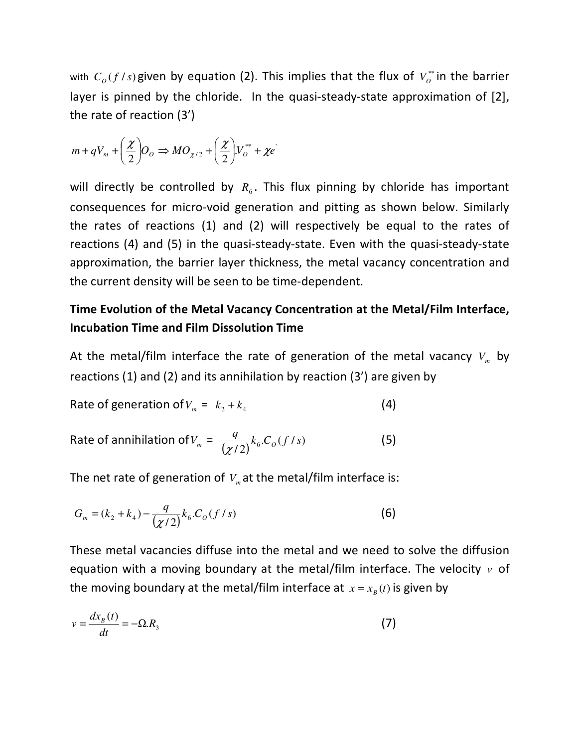with $C_O(f/s)$ given by equation (2). This implies that the flux of $V_O^{**}$ in the barrier layer is pinned by the chloride. In the quasi-steady-state approximation of [2], the rate of reaction (3')

$$m + qV_m + \left(\frac{\chi}{2}\right)O_O \Rightarrow MO_{\chi/2} + \left(\frac{\chi}{2}\right)V_O^{**} + \chi e^{'}$$

will directly be controlled by $R_6$. This flux pinning by chloride has important consequences for micro-void generation and pitting as shown below. Similarly the rates of reactions (1) and (2) will respectively be equal to the rates of reactions (4) and (5) in the quasi-steady-state. Even with the quasi-steady-state approximation, the barrier layer thickness, the metal vacancy concentration and the current density will be seen to be time-dependent.

**Time Evolution of the Metal Vacancy Concentration at the Metal/Film Interface, Incubation Time and Film Dissolution Time**

At the metal/film interface the rate of generation of the metal vacancy $V_m$ by reactions (1) and (2) and its annihilation by reaction (3') are given by

$$\text{Rate of generation of } V_m = k_2 + k_4 \tag{4}$$

$$\text{Rate of annihilation of } V_m = \frac{q}{(\chi/2)}k_6.C_O(f/s) \tag{5}$$

The net rate of generation of $V_m$ at the metal/film interface is:

$$G_m = (k_2 + k_4) - \frac{q}{(\chi/2)}k_6.C_O(f/s) \tag{6}$$

These metal vacancies diffuse into the metal and we need to solve the diffusion equation with a moving boundary at the metal/film interface. The velocity $v$ of the moving boundary at the metal/film interface at $x = x_B(t)$ is given by

$$v = \frac{dx_B(t)}{dt} = -\Omega.R_3 \tag{7}$$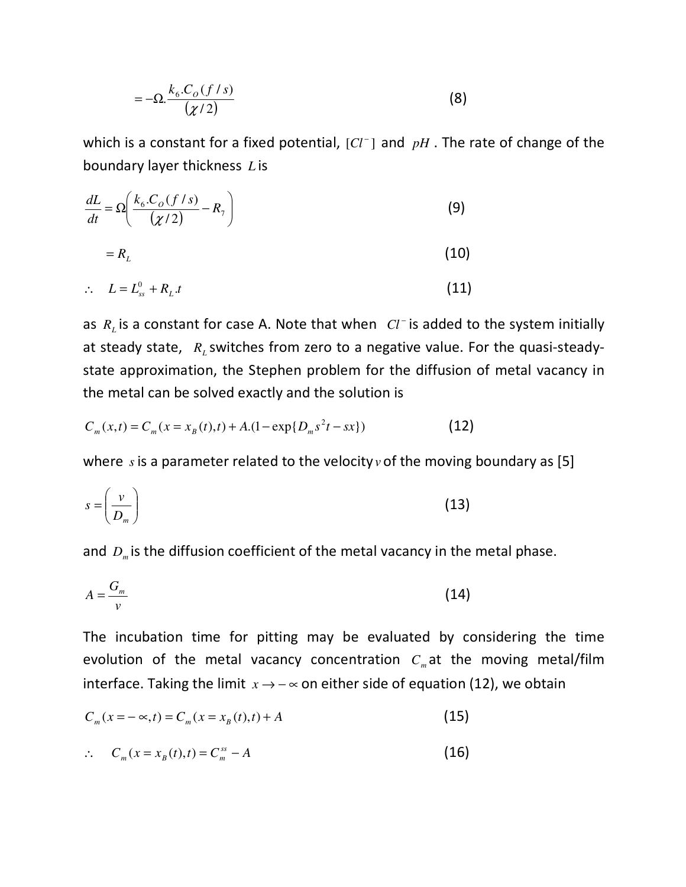$$= -\Omega.\frac{k_6.C_O(f/s)}{(\chi/2)} \tag{8}$$

which is a constant for a fixed potential, $[Cl^-]$ and $pH$. The rate of change of the boundary layer thickness $L$ is

$$\frac{dL}{dt} = \Omega\left(\frac{k_6.C_O(f/s)}{(\chi/2)} - R_7\right) \tag{9}$$

$$= R_L \tag{10}$$

$$\therefore \quad L = L_{ss}^0 + R_L.t \tag{11}$$

as $R_L$ is a constant for case A. Note that when $Cl^-$ is added to the system initially at steady state, $R_L$ switches from zero to a negative value. For the quasi-steady-state approximation, the Stephen problem for the diffusion of metal vacancy in the metal can be solved exactly and the solution is

$$C_m(x,t) = C_m(x = x_B(t),t) + A.(1 - \exp\{D_m s^2 t - sx\}) \tag{12}$$

where $s$ is a parameter related to the velocity $v$ of the moving boundary as [5]

$$s = \left(\frac{v}{D_m}\right) \tag{13}$$

and $D_m$ is the diffusion coefficient of the metal vacancy in the metal phase.

$$A = \frac{G_m}{v} \tag{14}$$

The incubation time for pitting may be evaluated by considering the time evolution of the metal vacancy concentration $C_m$ at the moving metal/film interface. Taking the limit $x \to -\infty$ on either side of equation (12), we obtain

$$C_m(x = -\infty,t) = C_m(x = x_B(t),t) + A \tag{15}$$

$$\therefore \quad C_m(x = x_B(t),t) = C_m^{ss} - A \tag{16}$$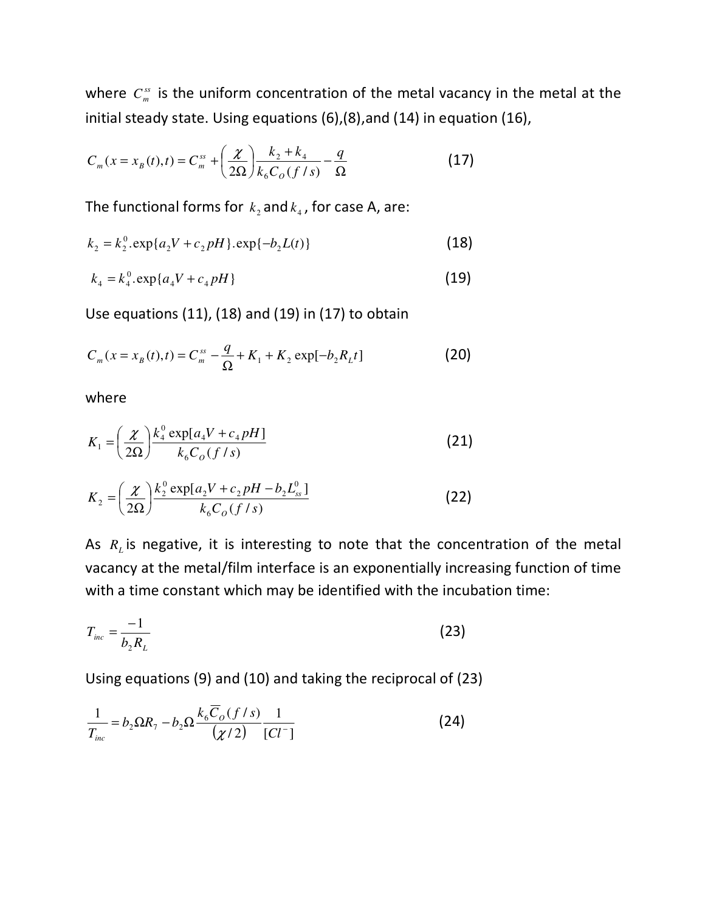where $C_m^{ss}$ is the uniform concentration of the metal vacancy in the metal at the initial steady state. Using equations (6),(8),and (14) in equation (16),

$$C_m(x = x_B(t), t) = C_m^{ss} + \left(\frac{\chi}{2\Omega}\right)\frac{k_2 + k_4}{k_6 C_O (f/s)} - \frac{q}{\Omega} \tag{17}$$

The functional forms for $k_2$ and $k_4$, for case A, are:

$$k_2 = k_2^0 . \exp\{a_2 V + c_2 pH\}.\exp\{-b_2 L(t)\} \tag{18}$$

$$k_4 = k_4^0 . \exp\{a_4 V + c_4 pH\} \tag{19}$$

Use equations (11), (18) and (19) in (17) to obtain

$$C_m(x = x_B(t), t) = C_m^{ss} - \frac{q}{\Omega} + K_1 + K_2 \exp[-b_2 R_L t] \tag{20}$$

where

$$K_1 = \left(\frac{\chi}{2\Omega}\right)\frac{k_4^0 \exp[a_4 V + c_4 pH]}{k_6 C_O (f/s)} \tag{21}$$

$$K_2 = \left(\frac{\chi}{2\Omega}\right)\frac{k_2^0 \exp[a_2 V + c_2 pH - b_2 L_{ss}^0]}{k_6 C_O (f/s)} \tag{22}$$

As $R_L$ is negative, it is interesting to note that the concentration of the metal vacancy at the metal/film interface is an exponentially increasing function of time with a time constant which may be identified with the incubation time:

$$T_{inc} = \frac{-1}{b_2 R_L} \tag{23}$$

Using equations (9) and (10) and taking the reciprocal of (23)

$$\frac{1}{T_{inc}} = b_2 \Omega R_7 - b_2 \Omega \frac{k_6 \overline{C}_O (f/s)}{(\chi/2)} \frac{1}{[Cl^-]} \tag{24}$$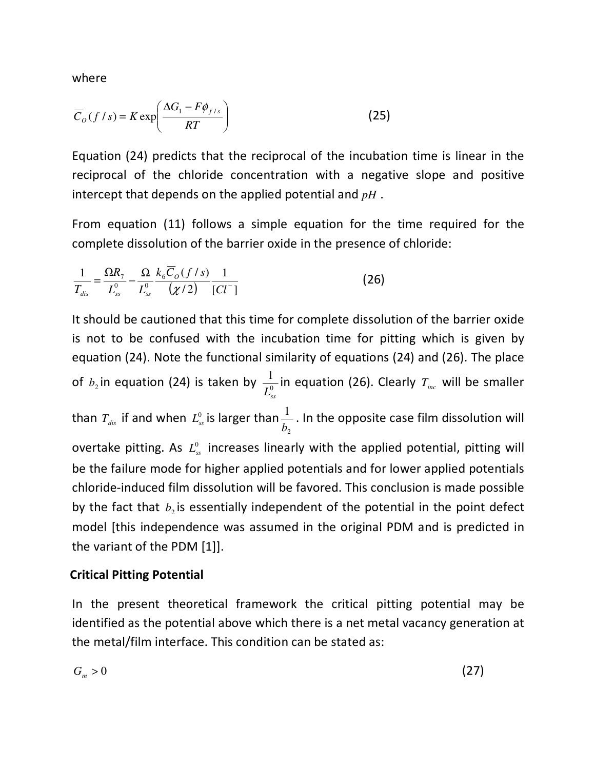where

$$\overline{C}_O(f/s) = K \exp\left(\frac{\Delta G_1 - F\phi_{f/s}}{RT}\right) \tag{25}$$

Equation (24) predicts that the reciprocal of the incubation time is linear in the reciprocal of the chloride concentration with a negative slope and positive intercept that depends on the applied potential and $pH$ .

From equation (11) follows a simple equation for the time required for the complete dissolution of the barrier oxide in the presence of chloride:

$$\frac{1}{T_{dis}} = \frac{\Omega R_7}{L_{ss}^0} - \frac{\Omega}{L_{ss}^0} \frac{k_6 \overline{C}_O(f/s)}{(\chi/2)} \frac{1}{[Cl^-]} \tag{26}$$

It should be cautioned that this time for complete dissolution of the barrier oxide is not to be confused with the incubation time for pitting which is given by equation (24). Note the functional similarity of equations (24) and (26). The place of $b_2$ in equation (24) is taken by $\frac{1}{L_{ss}^0}$ in equation (26). Clearly $T_{inc}$ will be smaller than $T_{dis}$ if and when $L_{ss}^0$ is larger than $\frac{1}{b_2}$ . In the opposite case film dissolution will overtake pitting. As $L_{ss}^0$ increases linearly with the applied potential, pitting will be the failure mode for higher applied potentials and for lower applied potentials chloride-induced film dissolution will be favored. This conclusion is made possible by the fact that $b_2$ is essentially independent of the potential in the point defect model [this independence was assumed in the original PDM and is predicted in the variant of the PDM [1]].

**Critical Pitting Potential**

In the present theoretical framework the critical pitting potential may be identified as the potential above which there is a net metal vacancy generation at the metal/film interface. This condition can be stated as:

$$G_m > 0 \tag{27}$$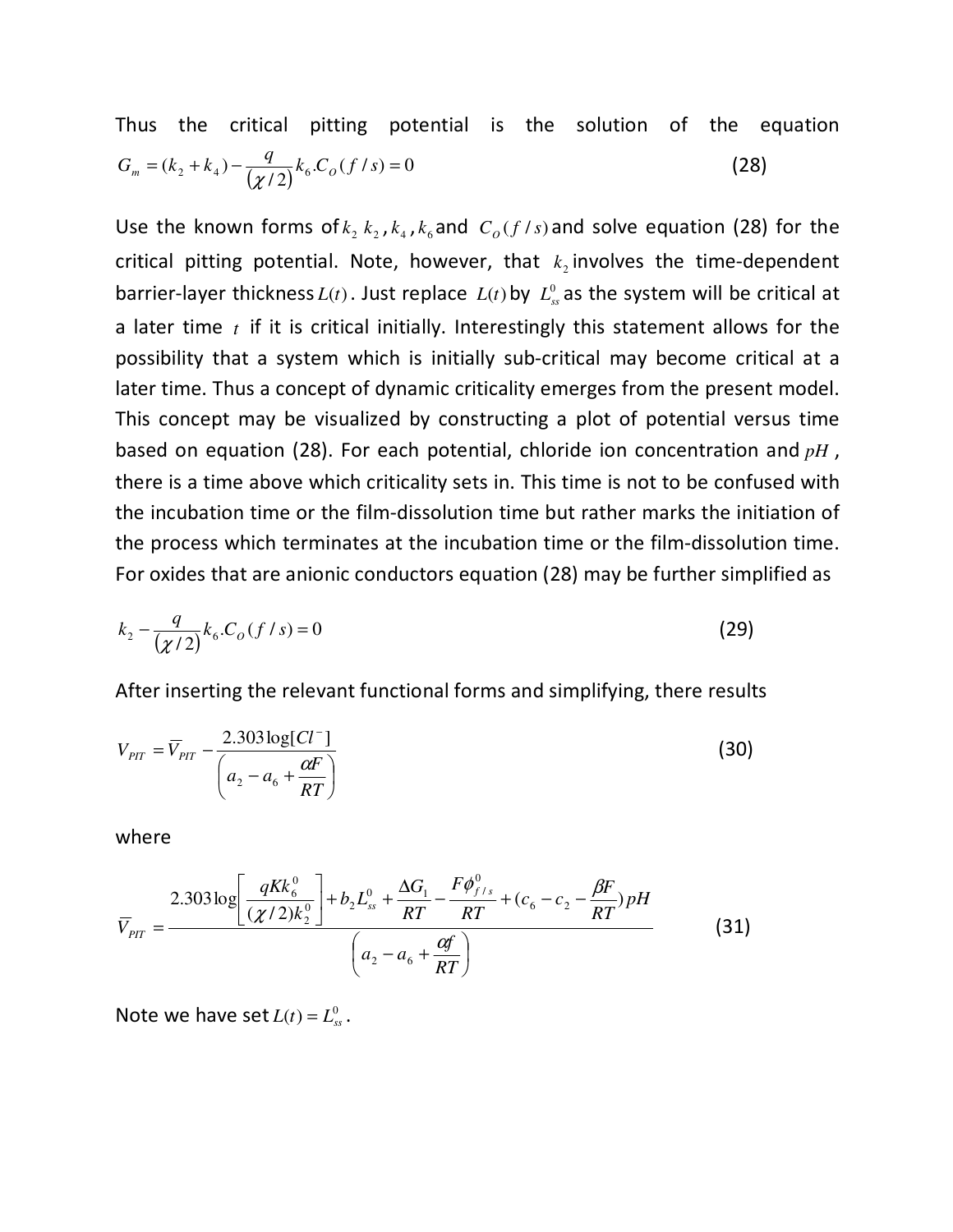Thus the critical pitting potential is the solution of the equation

$$G_m = (k_2 + k_4) - \frac{q}{(\chi/2)} k_6 . C_O(f/s) = 0 \tag{28}$$

Use the known forms of $k_2$ $k_2$, $k_4$, $k_6$ and $C_O(f/s)$ and solve equation (28) for the critical pitting potential. Note, however, that $k_2$ involves the time-dependent barrier-layer thickness $L(t)$. Just replace $L(t)$ by $L_{ss}^0$ as the system will be critical at a later time $t$ if it is critical initially. Interestingly this statement allows for the possibility that a system which is initially sub-critical may become critical at a later time. Thus a concept of dynamic criticality emerges from the present model. This concept may be visualized by constructing a plot of potential versus time based on equation (28). For each potential, chloride ion concentration and $pH$, there is a time above which criticality sets in. This time is not to be confused with the incubation time or the film-dissolution time but rather marks the initiation of the process which terminates at the incubation time or the film-dissolution time. For oxides that are anionic conductors equation (28) may be further simplified as

$$k_2 - \frac{q}{(\chi/2)} k_6 . C_O(f/s) = 0 \tag{29}$$

After inserting the relevant functional forms and simplifying, there results

$$V_{PIT} = \overline{V}_{PIT} - \frac{2.303 \log[Cl^-]}{\left(a_2 - a_6 + \frac{\alpha F}{RT}\right)} \tag{30}$$

where

$$\overline{V}_{PIT} = \frac{2.303 \log\left[\frac{qKk_6^0}{(\chi/2)k_2^0}\right] + b_2 L_{ss}^0 + \frac{\Delta G_1}{RT} - \frac{F\phi_{f/s}^0}{RT} + (c_6 - c_2 - \frac{\beta F}{RT})pH}{\left(a_2 - a_6 + \frac{\alpha f}{RT}\right)} \tag{31}$$

Note we have set $L(t) = L_{ss}^0$.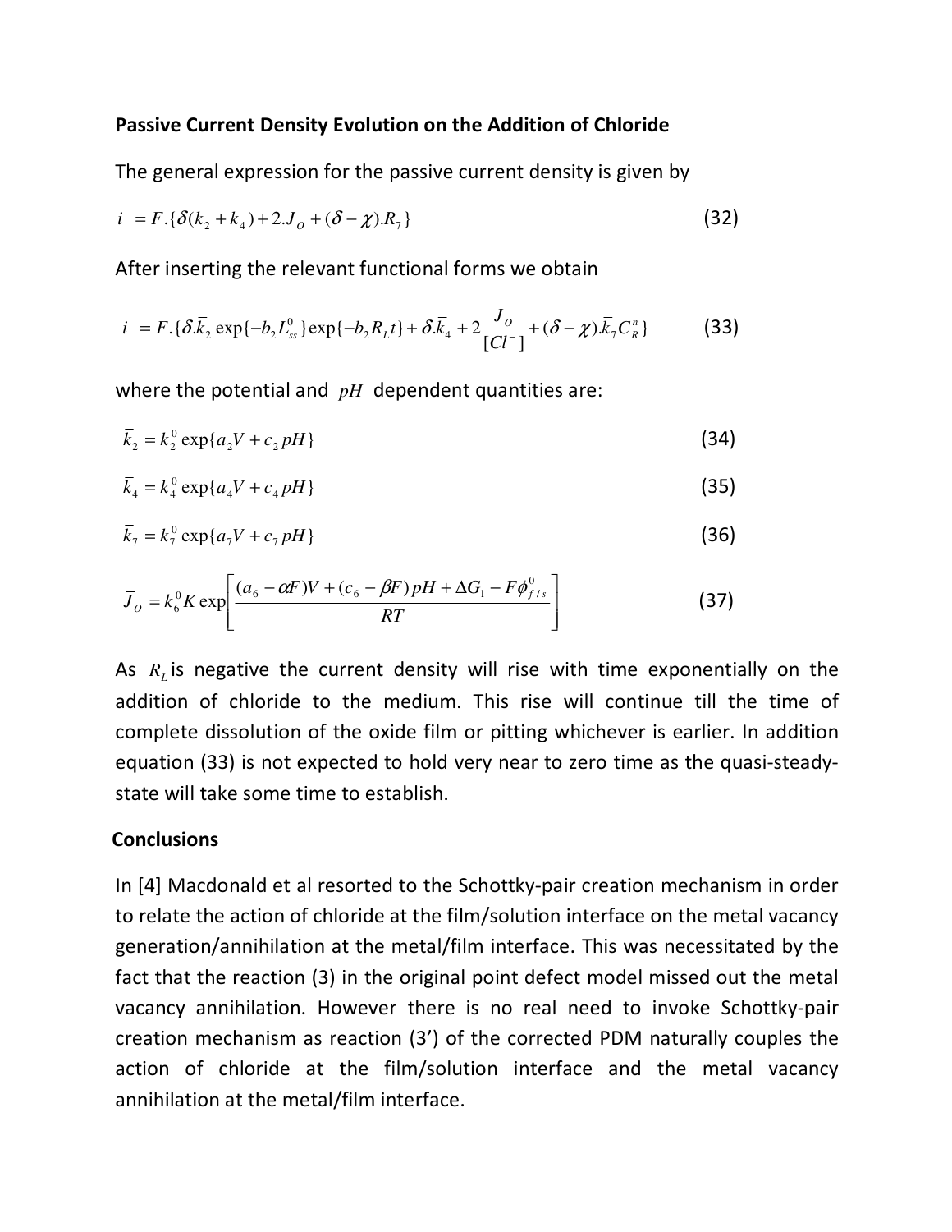**Passive Current Density Evolution on the Addition of Chloride**

The general expression for the passive current density is given by

$$i = F.\{\delta(k_2 + k_4) + 2.J_O + (\delta - \chi).R_7\} \tag{32}$$

After inserting the relevant functional forms we obtain

$$i = F.\{\delta.\bar{k}_2 \exp\{-b_2 L_{ss}^0\}\exp\{-b_2 R_L t\} + \delta.\bar{k}_4 + 2\frac{\bar{J}_O}{[Cl^-]} + (\delta - \chi).\bar{k}_7 C_R^n\} \tag{33}$$

where the potential and $pH$ dependent quantities are:

$$\bar{k}_2 = k_2^0 \exp\{a_2 V + c_2 pH\} \tag{34}$$

$$\bar{k}_4 = k_4^0 \exp\{a_4 V + c_4 pH\} \tag{35}$$

$$\bar{k}_7 = k_7^0 \exp\{a_7 V + c_7 pH\} \tag{36}$$

$$\bar{J}_O = k_6^0 K \exp\left[\frac{(a_6 - \alpha F)V + (c_6 - \beta F)pH + \Delta G_1 - F\phi_{f/s}^0}{RT}\right] \tag{37}$$

As $R_L$ is negative the current density will rise with time exponentially on the addition of chloride to the medium. This rise will continue till the time of complete dissolution of the oxide film or pitting whichever is earlier. In addition equation (33) is not expected to hold very near to zero time as the quasi-steady-state will take some time to establish.

**Conclusions**

In [4] Macdonald et al resorted to the Schottky-pair creation mechanism in order to relate the action of chloride at the film/solution interface on the metal vacancy generation/annihilation at the metal/film interface. This was necessitated by the fact that the reaction (3) in the original point defect model missed out the metal vacancy annihilation. However there is no real need to invoke Schottky-pair creation mechanism as reaction (3') of the corrected PDM naturally couples the action of chloride at the film/solution interface and the metal vacancy annihilation at the metal/film interface.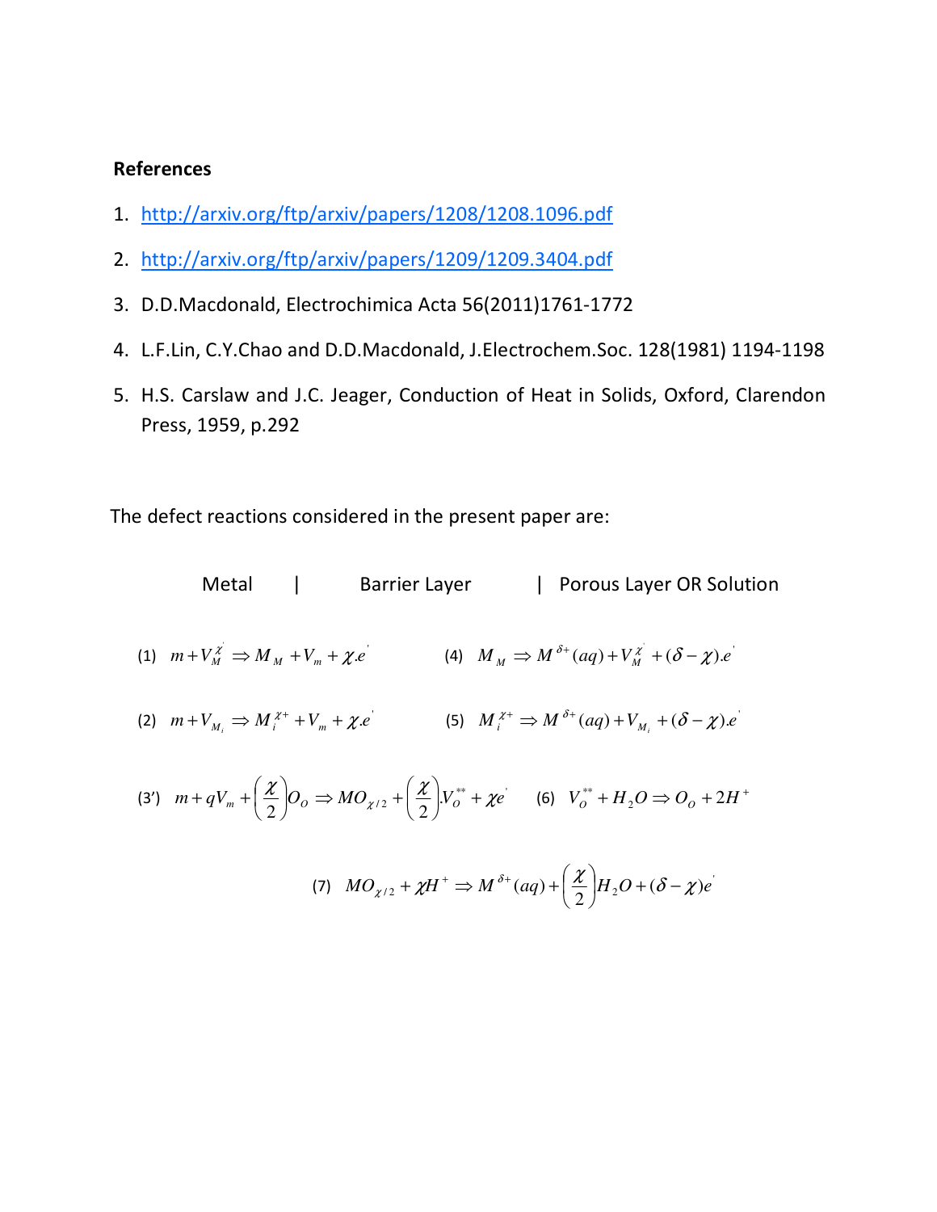**References**

1. http://arxiv.org/ftp/arxiv/papers/1208/1208.1096.pdf
2. http://arxiv.org/ftp/arxiv/papers/1209/1209.3404.pdf
3. D.D.Macdonald, Electrochimica Acta 56(2011)1761-1772
4. L.F.Lin, C.Y.Chao and D.D.Macdonald, J.Electrochem.Soc. 128(1981) 1194-1198
5. H.S. Carslaw and J.C. Jeager, Conduction of Heat in Solids, Oxford, Clarendon Press, 1959, p.292

The defect reactions considered in the present paper are:

Metal | Barrier Layer | Porous Layer OR Solution

(1) $m + V_M^{\chi'} \Rightarrow M_M + V_m + \chi . e^{'}$

(4) $M_M \Rightarrow M^{\delta +}(aq) + V_M^{\chi'} + (\delta - \chi).e^{'}$

(2) $m + V_{M_i} \Rightarrow M_i^{\chi +} + V_m + \chi . e^{'}$

(5) $M_i^{\chi +} \Rightarrow M^{\delta +}(aq) + V_{M_i} + (\delta - \chi).e^{'}$

(3') $m + qV_m + \left(\frac{\chi}{2}\right)O_O \Rightarrow MO_{\chi/2} + \left(\frac{\chi}{2}\right).V_O^{**} + \chi e^{'}$

(6) $V_O^{**} + H_2O \Rightarrow O_O + 2H^+$

(7) $MO_{\chi/2} + \chi H^+ \Rightarrow M^{\delta +}(aq) + \left(\frac{\chi}{2}\right)H_2O + (\delta - \chi)e^{'}$